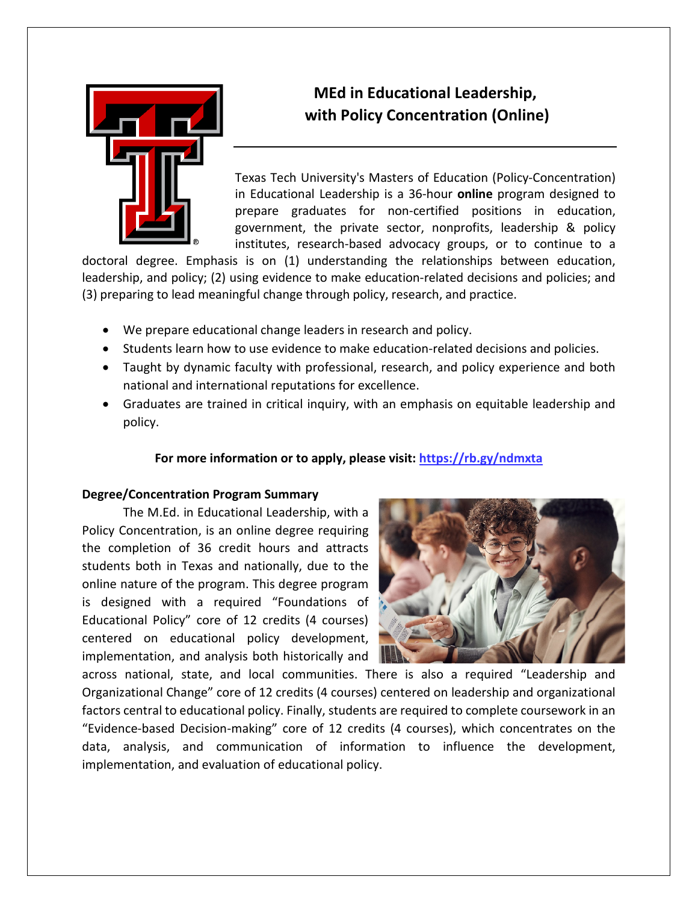# MEd in Educational Leadership, with Policy Concentration (Online)

Texas Tech University's Masters of Education (Policy-Concentration) in Educational Leadership is a 36-hour **online** program designed to prepare graduates for non-certified positions in education, government, the private sector, nonprofits, leadership & policy institutes, research-based advocacy groups, or to continue to a doctoral degree. Emphasis is on (1) understanding the relationships between education, leadership, and policy; (2) using evidence to make education-related decisions and policies; and (3) preparing to lead meaningful change through policy, research, and practice.

- We prepare educational change leaders in research and policy.
- Students learn how to use evidence to make education-related decisions and policies.
- Taught by dynamic faculty with professional, research, and policy experience and both national and international reputations for excellence.
- Graduates are trained in critical inquiry, with an emphasis on equitable leadership and policy.

**For more information or to apply, please visit: https://rb.gy/ndmxta**

**Degree/Concentration Program Summary**

The M.Ed. in Educational Leadership, with a Policy Concentration, is an online degree requiring the completion of 36 credit hours and attracts students both in Texas and nationally, due to the online nature of the program. This degree program is designed with a required "Foundations of Educational Policy" core of 12 credits (4 courses) centered on educational policy development, implementation, and analysis both historically and across national, state, and local communities. There is also a required "Leadership and Organizational Change" core of 12 credits (4 courses) centered on leadership and organizational factors central to educational policy. Finally, students are required to complete coursework in an "Evidence-based Decision-making" core of 12 credits (4 courses), which concentrates on the data, analysis, and communication of information to influence the development, implementation, and evaluation of educational policy.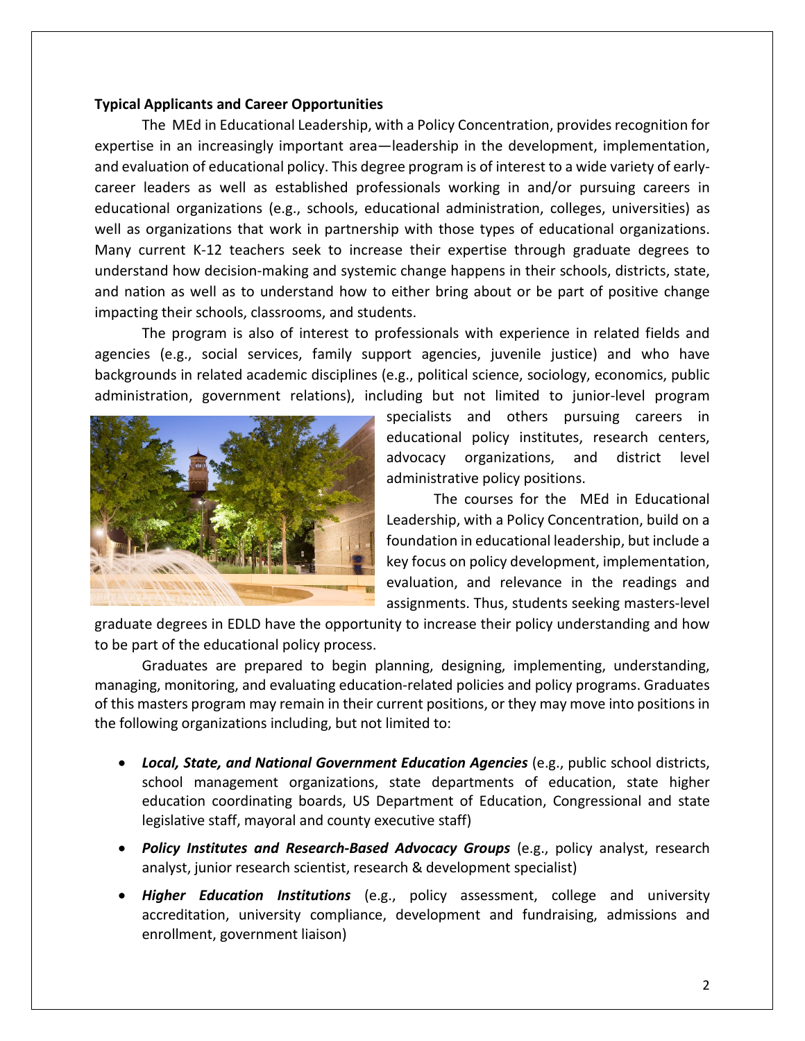**Typical Applicants and Career Opportunities**

The MEd in Educational Leadership, with a Policy Concentration, provides recognition for expertise in an increasingly important area—leadership in the development, implementation, and evaluation of educational policy. This degree program is of interest to a wide variety of early-career leaders as well as established professionals working in and/or pursuing careers in educational organizations (e.g., schools, educational administration, colleges, universities) as well as organizations that work in partnership with those types of educational organizations. Many current K-12 teachers seek to increase their expertise through graduate degrees to understand how decision-making and systemic change happens in their schools, districts, state, and nation as well as to understand how to either bring about or be part of positive change impacting their schools, classrooms, and students.

The program is also of interest to professionals with experience in related fields and agencies (e.g., social services, family support agencies, juvenile justice) and who have backgrounds in related academic disciplines (e.g., political science, sociology, economics, public administration, government relations), including but not limited to junior-level program specialists and others pursuing careers in educational policy institutes, research centers, advocacy organizations, and district level administrative policy positions.

The courses for the MEd in Educational Leadership, with a Policy Concentration, build on a foundation in educational leadership, but include a key focus on policy development, implementation, evaluation, and relevance in the readings and assignments. Thus, students seeking masters-level graduate degrees in EDLD have the opportunity to increase their policy understanding and how to be part of the educational policy process.

Graduates are prepared to begin planning, designing, implementing, understanding, managing, monitoring, and evaluating education-related policies and policy programs. Graduates of this masters program may remain in their current positions, or they may move into positions in the following organizations including, but not limited to:

- ***Local, State, and National Government Education Agencies*** (e.g., public school districts, school management organizations, state departments of education, state higher education coordinating boards, US Department of Education, Congressional and state legislative staff, mayoral and county executive staff)
- ***Policy Institutes and Research-Based Advocacy Groups*** (e.g., policy analyst, research analyst, junior research scientist, research & development specialist)
- ***Higher Education Institutions*** (e.g., policy assessment, college and university accreditation, university compliance, development and fundraising, admissions and enrollment, government liaison)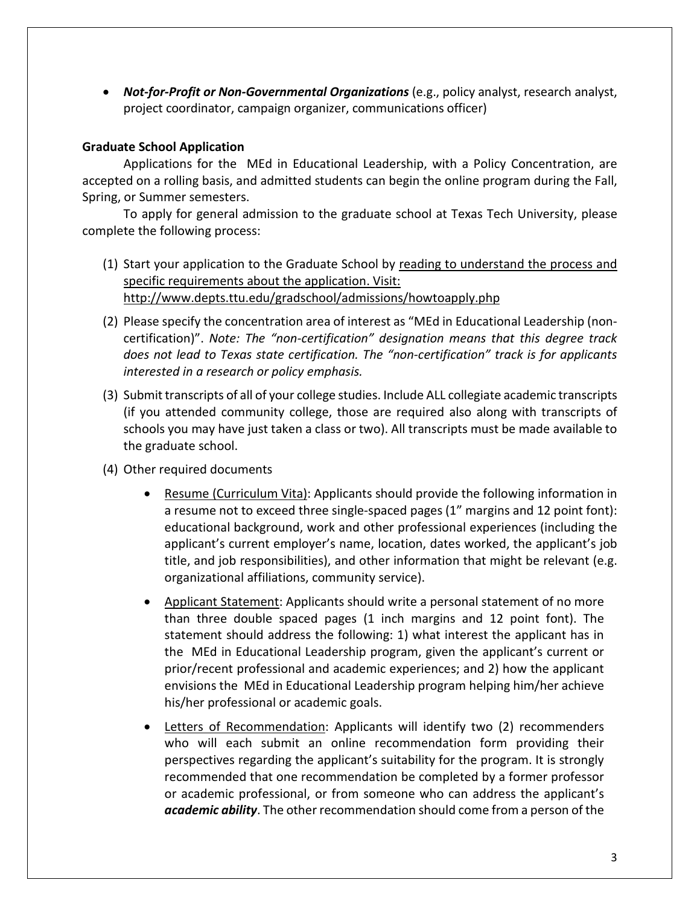- ***Not-for-Profit or Non-Governmental Organizations*** (e.g., policy analyst, research analyst, project coordinator, campaign organizer, communications officer)

**Graduate School Application**

Applications for the MEd in Educational Leadership, with a Policy Concentration, are accepted on a rolling basis, and admitted students can begin the online program during the Fall, Spring, or Summer semesters.

To apply for general admission to the graduate school at Texas Tech University, please complete the following process:

(1) Start your application to the Graduate School by reading to understand the process and specific requirements about the application. Visit: http://www.depts.ttu.edu/gradschool/admissions/howtoapply.php

(2) Please specify the concentration area of interest as "MEd in Educational Leadership (non-certification)". *Note: The "non-certification" designation means that this degree track does not lead to Texas state certification. The "non-certification" track is for applicants interested in a research or policy emphasis.*

(3) Submit transcripts of all of your college studies. Include ALL collegiate academic transcripts (if you attended community college, those are required also along with transcripts of schools you may have just taken a class or two). All transcripts must be made available to the graduate school.

(4) Other required documents

- Resume (Curriculum Vita): Applicants should provide the following information in a resume not to exceed three single-spaced pages (1" margins and 12 point font): educational background, work and other professional experiences (including the applicant's current employer's name, location, dates worked, the applicant's job title, and job responsibilities), and other information that might be relevant (e.g. organizational affiliations, community service).

- Applicant Statement: Applicants should write a personal statement of no more than three double spaced pages (1 inch margins and 12 point font). The statement should address the following: 1) what interest the applicant has in the MEd in Educational Leadership program, given the applicant's current or prior/recent professional and academic experiences; and 2) how the applicant envisions the MEd in Educational Leadership program helping him/her achieve his/her professional or academic goals.

- Letters of Recommendation: Applicants will identify two (2) recommenders who will each submit an online recommendation form providing their perspectives regarding the applicant's suitability for the program. It is strongly recommended that one recommendation be completed by a former professor or academic professional, or from someone who can address the applicant's ***academic ability***. The other recommendation should come from a person of the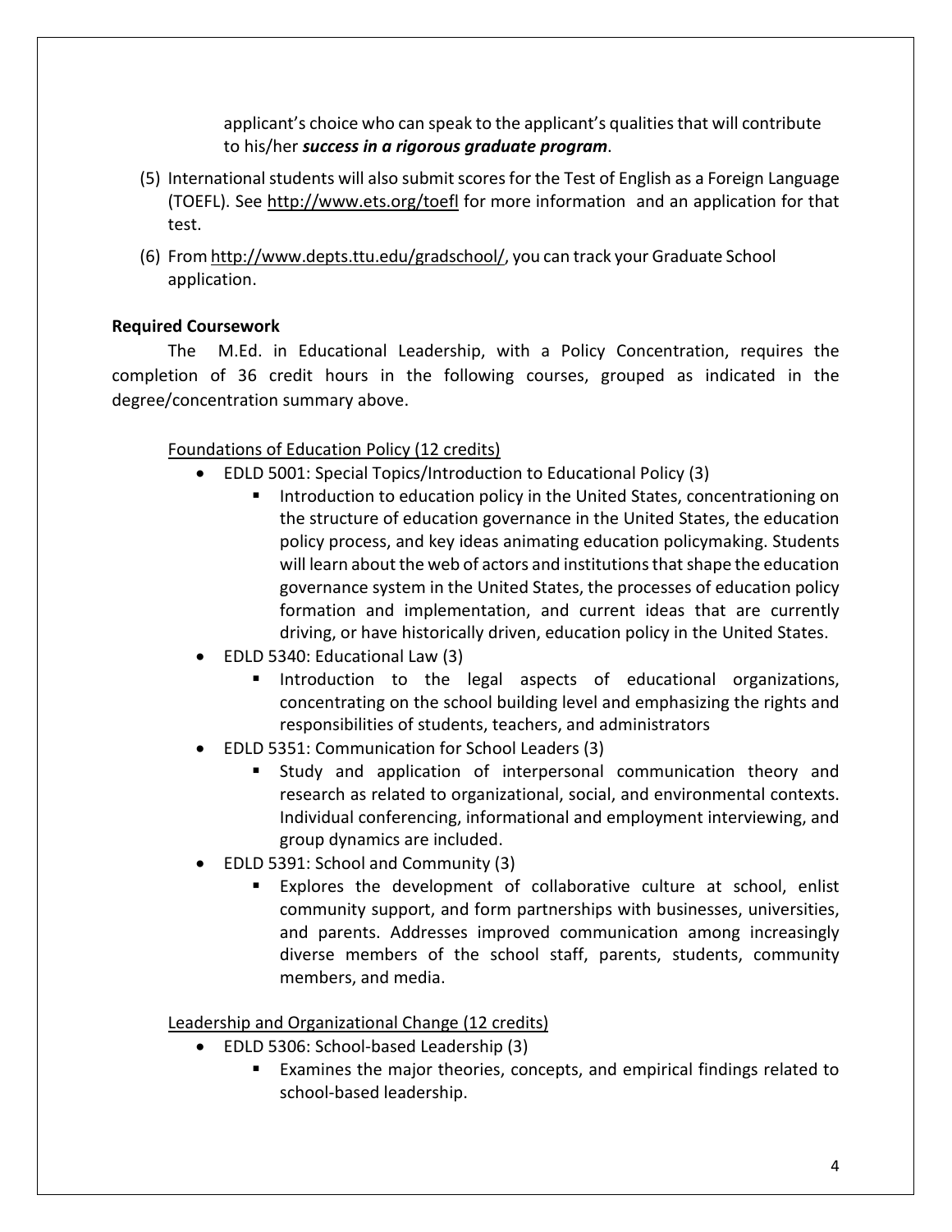applicant's choice who can speak to the applicant's qualities that will contribute to his/her ***success in a rigorous graduate program***.

(5) International students will also submit scores for the Test of English as a Foreign Language (TOEFL). See http://www.ets.org/toefl for more information and an application for that test.

(6) From http://www.depts.ttu.edu/gradschool/, you can track your Graduate School application.

**Required Coursework**

The M.Ed. in Educational Leadership, with a Policy Concentration, requires the completion of 36 credit hours in the following courses, grouped as indicated in the degree/concentration summary above.

Foundations of Education Policy (12 credits)

- EDLD 5001: Special Topics/Introduction to Educational Policy (3)
  - Introduction to education policy in the United States, concentrationing on the structure of education governance in the United States, the education policy process, and key ideas animating education policymaking. Students will learn about the web of actors and institutions that shape the education governance system in the United States, the processes of education policy formation and implementation, and current ideas that are currently driving, or have historically driven, education policy in the United States.
- EDLD 5340: Educational Law (3)
  - Introduction to the legal aspects of educational organizations, concentrating on the school building level and emphasizing the rights and responsibilities of students, teachers, and administrators
- EDLD 5351: Communication for School Leaders (3)
  - Study and application of interpersonal communication theory and research as related to organizational, social, and environmental contexts. Individual conferencing, informational and employment interviewing, and group dynamics are included.
- EDLD 5391: School and Community (3)
  - Explores the development of collaborative culture at school, enlist community support, and form partnerships with businesses, universities, and parents. Addresses improved communication among increasingly diverse members of the school staff, parents, students, community members, and media.

Leadership and Organizational Change (12 credits)

- EDLD 5306: School-based Leadership (3)
  - Examines the major theories, concepts, and empirical findings related to school-based leadership.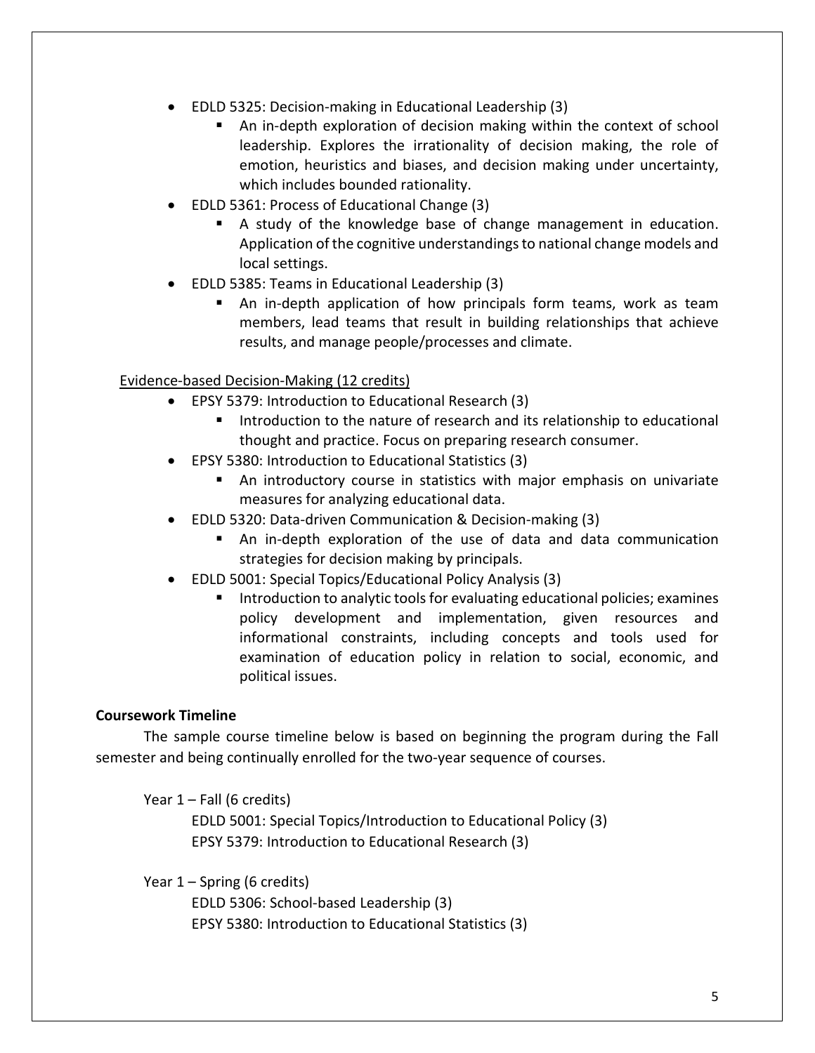- EDLD 5325: Decision-making in Educational Leadership (3)
  - An in-depth exploration of decision making within the context of school leadership. Explores the irrationality of decision making, the role of emotion, heuristics and biases, and decision making under uncertainty, which includes bounded rationality.
- EDLD 5361: Process of Educational Change (3)
  - A study of the knowledge base of change management in education. Application of the cognitive understandings to national change models and local settings.
- EDLD 5385: Teams in Educational Leadership (3)
  - An in-depth application of how principals form teams, work as team members, lead teams that result in building relationships that achieve results, and manage people/processes and climate.

<u>Evidence-based Decision-Making (12 credits)</u>

- EPSY 5379: Introduction to Educational Research (3)
  - Introduction to the nature of research and its relationship to educational thought and practice. Focus on preparing research consumer.
- EPSY 5380: Introduction to Educational Statistics (3)
  - An introductory course in statistics with major emphasis on univariate measures for analyzing educational data.
- EDLD 5320: Data-driven Communication & Decision-making (3)
  - An in-depth exploration of the use of data and data communication strategies for decision making by principals.
- EDLD 5001: Special Topics/Educational Policy Analysis (3)
  - Introduction to analytic tools for evaluating educational policies; examines policy development and implementation, given resources and informational constraints, including concepts and tools used for examination of education policy in relation to social, economic, and political issues.

**Coursework Timeline**

The sample course timeline below is based on beginning the program during the Fall semester and being continually enrolled for the two-year sequence of courses.

Year 1 – Fall (6 credits)

EDLD 5001: Special Topics/Introduction to Educational Policy (3)
EPSY 5379: Introduction to Educational Research (3)

Year 1 – Spring (6 credits)

EDLD 5306: School-based Leadership (3)
EPSY 5380: Introduction to Educational Statistics (3)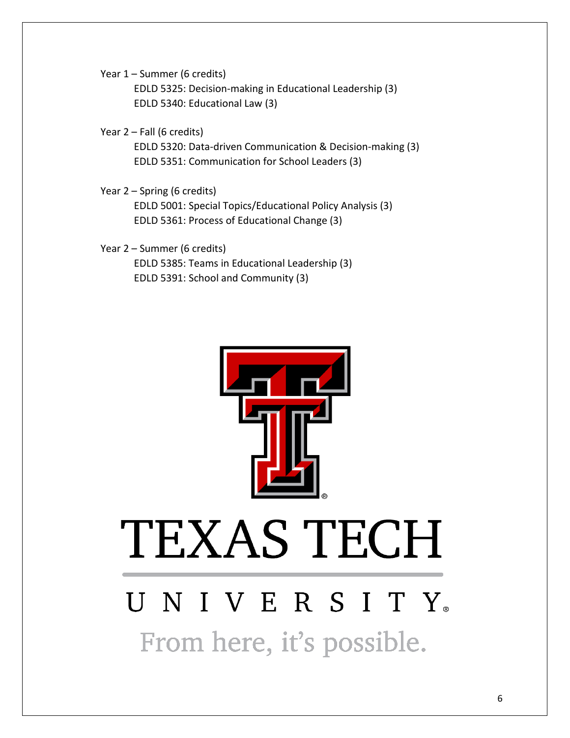Year 1 – Summer (6 credits)

- EDLD 5325: Decision-making in Educational Leadership (3)
- EDLD 5340: Educational Law (3)

Year 2 – Fall (6 credits)

- EDLD 5320: Data-driven Communication & Decision-making (3)
- EDLD 5351: Communication for School Leaders (3)

Year 2 – Spring (6 credits)

- EDLD 5001: Special Topics/Educational Policy Analysis (3)
- EDLD 5361: Process of Educational Change (3)

Year 2 – Summer (6 credits)

- EDLD 5385: Teams in Educational Leadership (3)
- EDLD 5391: School and Community (3)

TEXAS TECH

UNIVERSITY

From here, it's possible.